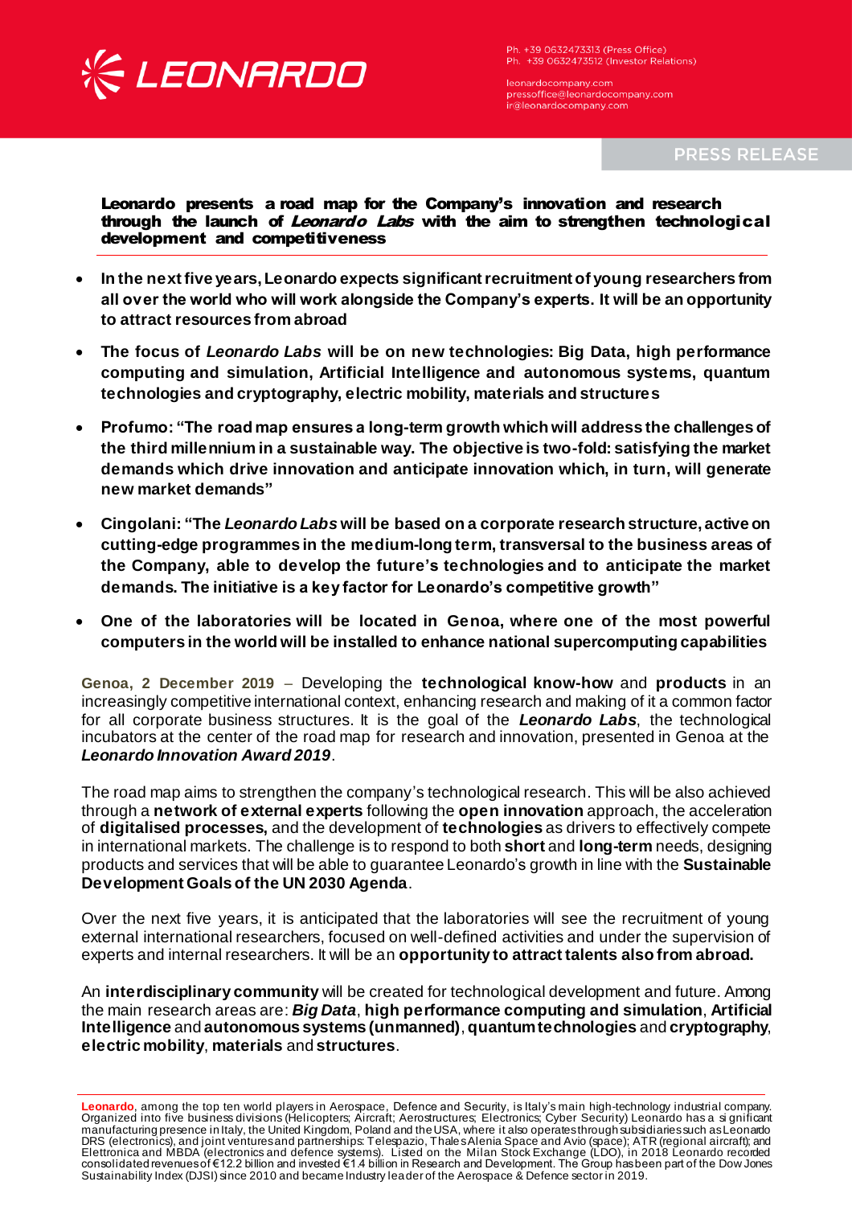Ph. +39 0632473313 (Press Office)
Ph. +39 0632473512 (Investor Relations)

leonardocompany.com
pressoffice@leonardocompany.com
ir@leonardocompany.com

PRESS RELEASE

# Leonardo presents a road map for the Company's innovation and research through the launch of *Leonardo Labs* with the aim to strengthen technological development and competitiveness

- **In the next five years, Leonardo expects significant recruitment of young researchers from all over the world who will work alongside the Company's experts. It will be an opportunity to attract resources from abroad**
- **The focus of *Leonardo Labs* will be on new technologies: Big Data, high performance computing and simulation, Artificial Intelligence and autonomous systems, quantum technologies and cryptography, electric mobility, materials and structures**
- **Profumo: "The road map ensures a long-term growth which will address the challenges of the third millennium in a sustainable way. The objective is two-fold: satisfying the market demands which drive innovation and anticipate innovation which, in turn, will generate new market demands"**
- **Cingolani: "The *Leonardo Labs* will be based on a corporate research structure, active on cutting-edge programmes in the medium-long term, transversal to the business areas of the Company, able to develop the future's technologies and to anticipate the market demands. The initiative is a key factor for Leonardo's competitive growth"**
- **One of the laboratories will be located in Genoa, where one of the most powerful computers in the world will be installed to enhance national supercomputing capabilities**

**Genoa, 2 December 2019** – Developing the **technological know-how** and **products** in an increasingly competitive international context, enhancing research and making of it a common factor for all corporate business structures. It is the goal of the ***Leonardo Labs***, the technological incubators at the center of the road map for research and innovation, presented in Genoa at the ***Leonardo Innovation Award 2019***.

The road map aims to strengthen the company's technological research. This will be also achieved through a **network of external experts** following the **open innovation** approach, the acceleration of **digitalised processes,** and the development of **technologies** as drivers to effectively compete in international markets. The challenge is to respond to both **short** and **long-term** needs, designing products and services that will be able to guarantee Leonardo's growth in line with the **Sustainable Development Goals of the UN 2030 Agenda**.

Over the next five years, it is anticipated that the laboratories will see the recruitment of young external international researchers, focused on well-defined activities and under the supervision of experts and internal researchers. It will be an **opportunity to attract talents also from abroad.**

An **interdisciplinary community** will be created for technological development and future. Among the main research areas are: ***Big Data***, **high performance computing and simulation**, **Artificial Intelligence** and **autonomous systems (unmanned)**, **quantum technologies** and **cryptography**, **electric mobility**, **materials** and **structures**.

---

**Leonardo**, among the top ten world players in Aerospace, Defence and Security, is Italy's main high-technology industrial company. Organized into five business divisions (Helicopters; Aircraft; Aerostructures; Electronics; Cyber Security) Leonardo has a significant manufacturing presence in Italy, the United Kingdom, Poland and the USA, where it also operates through subsidiaries such as Leonardo DRS (electronics), and joint ventures and partnerships: Telespazio, Thales Alenia Space and Avio (space); ATR (regional aircraft); and Elettronica and MBDA (electronics and defence systems). Listed on the Milan Stock Exchange (LDO), in 2018 Leonardo recorded consolidated revenues of €12.2 billion and invested €1.4 billion in Research and Development. The Group has been part of the Dow Jones Sustainability Index (DJSI) since 2010 and became Industry leader of the Aerospace & Defence sector in 2019.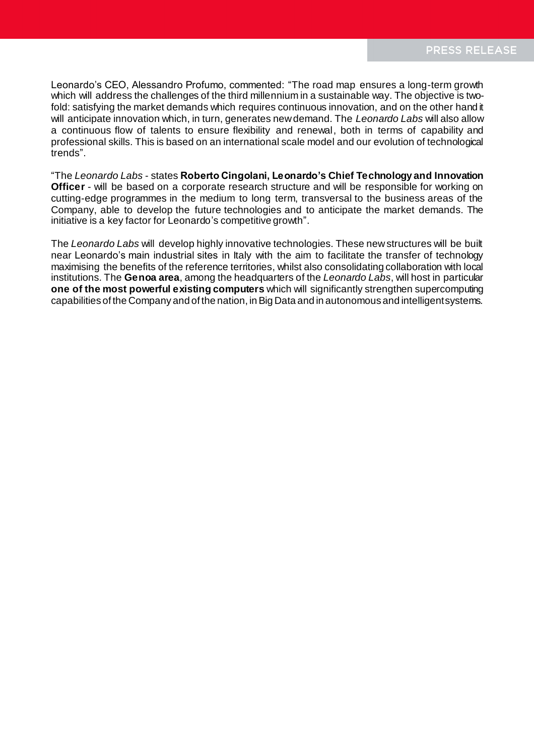Leonardo's CEO, Alessandro Profumo, commented: "The road map ensures a long-term growth which will address the challenges of the third millennium in a sustainable way. The objective is two-fold: satisfying the market demands which requires continuous innovation, and on the other hand it will anticipate innovation which, in turn, generates new demand. The *Leonardo Labs* will also allow a continuous flow of talents to ensure flexibility and renewal, both in terms of capability and professional skills. This is based on an international scale model and our evolution of technological trends".

"The *Leonardo Labs* - states **Roberto Cingolani, Leonardo's Chief Technology and Innovation Officer** - will be based on a corporate research structure and will be responsible for working on cutting-edge programmes in the medium to long term, transversal to the business areas of the Company, able to develop the future technologies and to anticipate the market demands. The initiative is a key factor for Leonardo's competitive growth".

The *Leonardo Labs* will develop highly innovative technologies. These new structures will be built near Leonardo's main industrial sites in Italy with the aim to facilitate the transfer of technology maximising the benefits of the reference territories, whilst also consolidating collaboration with local institutions. The **Genoa area**, among the headquarters of the *Leonardo Labs*, will host in particular **one of the most powerful existing computers** which will significantly strengthen supercomputing capabilities of the Company and of the nation, in Big Data and in autonomous and intelligent systems.